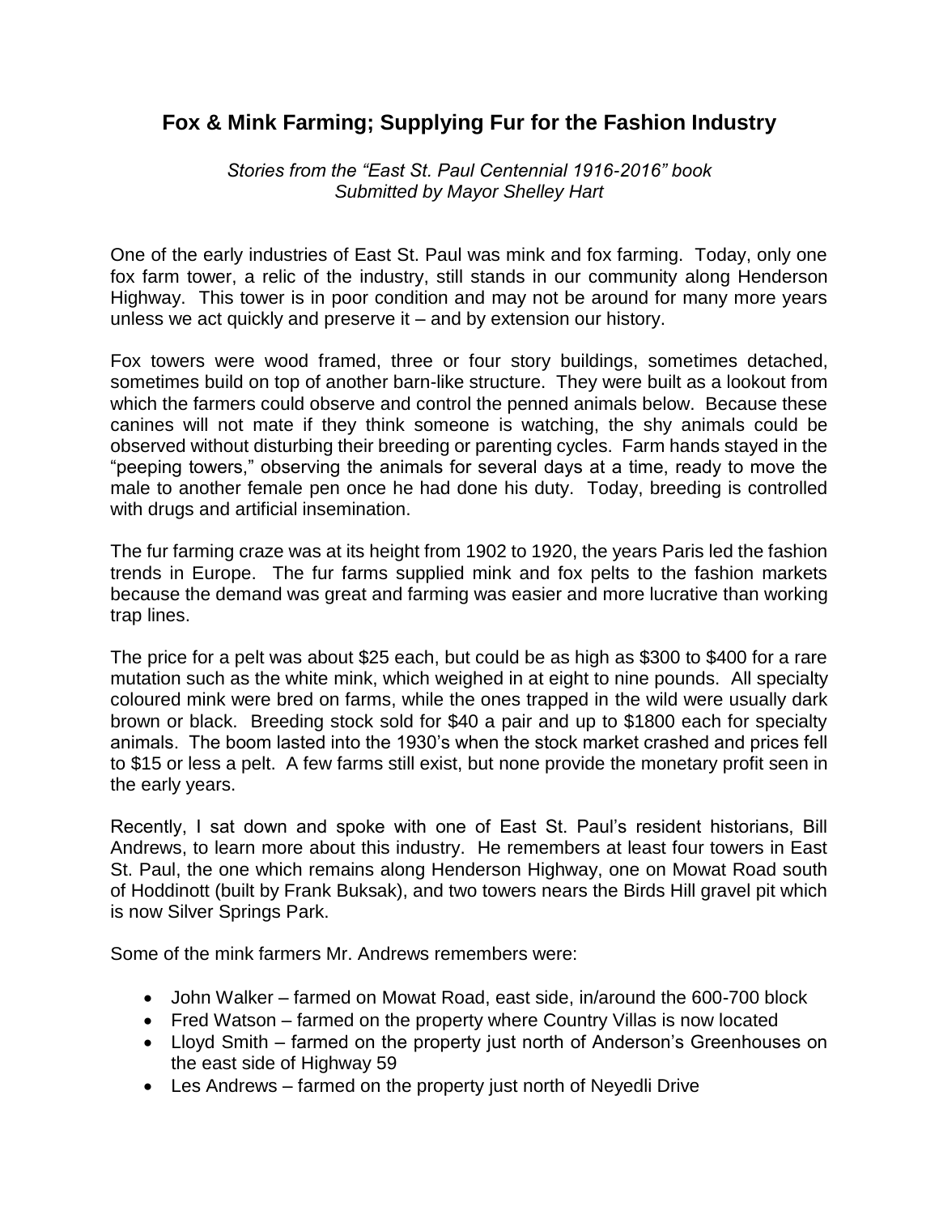# Fox & Mink Farming; Supplying Fur for the Fashion Industry

*Stories from the "East St. Paul Centennial 1916-2016" book*
*Submitted by Mayor Shelley Hart*

One of the early industries of East St. Paul was mink and fox farming. Today, only one fox farm tower, a relic of the industry, still stands in our community along Henderson Highway. This tower is in poor condition and may not be around for many more years unless we act quickly and preserve it – and by extension our history.

Fox towers were wood framed, three or four story buildings, sometimes detached, sometimes build on top of another barn-like structure. They were built as a lookout from which the farmers could observe and control the penned animals below. Because these canines will not mate if they think someone is watching, the shy animals could be observed without disturbing their breeding or parenting cycles. Farm hands stayed in the "peeping towers," observing the animals for several days at a time, ready to move the male to another female pen once he had done his duty. Today, breeding is controlled with drugs and artificial insemination.

The fur farming craze was at its height from 1902 to 1920, the years Paris led the fashion trends in Europe. The fur farms supplied mink and fox pelts to the fashion markets because the demand was great and farming was easier and more lucrative than working trap lines.

The price for a pelt was about $25 each, but could be as high as $300 to $400 for a rare mutation such as the white mink, which weighed in at eight to nine pounds. All specialty coloured mink were bred on farms, while the ones trapped in the wild were usually dark brown or black. Breeding stock sold for $40 a pair and up to $1800 each for specialty animals. The boom lasted into the 1930's when the stock market crashed and prices fell to $15 or less a pelt. A few farms still exist, but none provide the monetary profit seen in the early years.

Recently, I sat down and spoke with one of East St. Paul's resident historians, Bill Andrews, to learn more about this industry. He remembers at least four towers in East St. Paul, the one which remains along Henderson Highway, one on Mowat Road south of Hoddinott (built by Frank Buksak), and two towers nears the Birds Hill gravel pit which is now Silver Springs Park.

Some of the mink farmers Mr. Andrews remembers were:

- John Walker – farmed on Mowat Road, east side, in/around the 600-700 block
- Fred Watson – farmed on the property where Country Villas is now located
- Lloyd Smith – farmed on the property just north of Anderson's Greenhouses on the east side of Highway 59
- Les Andrews – farmed on the property just north of Neyedli Drive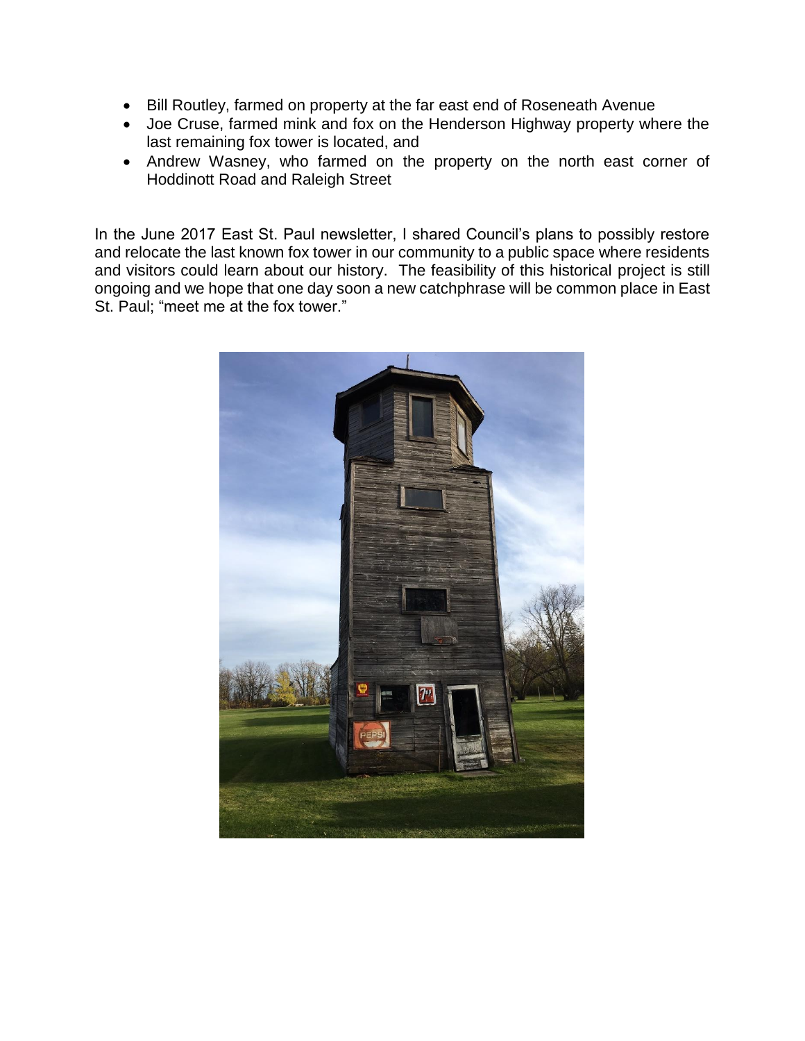- Bill Routley, farmed on property at the far east end of Roseneath Avenue
- Joe Cruse, farmed mink and fox on the Henderson Highway property where the last remaining fox tower is located, and
- Andrew Wasney, who farmed on the property on the north east corner of Hoddinott Road and Raleigh Street

In the June 2017 East St. Paul newsletter, I shared Council's plans to possibly restore and relocate the last known fox tower in our community to a public space where residents and visitors could learn about our history. The feasibility of this historical project is still ongoing and we hope that one day soon a new catchphrase will be common place in East St. Paul; "meet me at the fox tower."